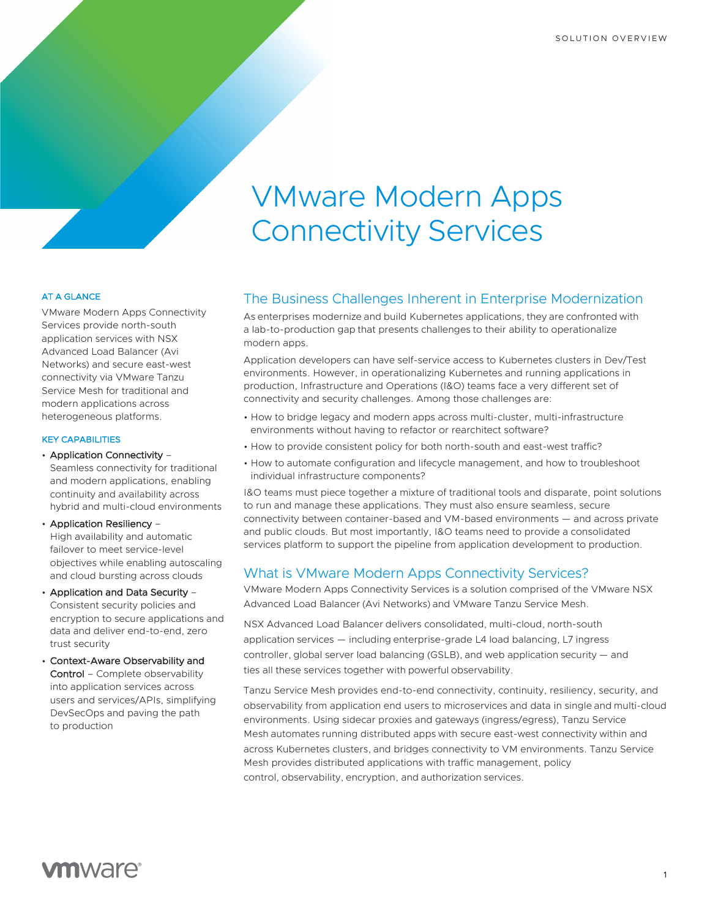SOLUTION OVERVIEW

# VMware Modern Apps Connectivity Services

### AT A GLANCE

VMware Modern Apps Connectivity Services provide north-south application services with NSX Advanced Load Balancer (Avi Networks) and secure east-west connectivity via VMware Tanzu Service Mesh for traditional and modern applications across heterogeneous platforms.

### KEY CAPABILITIES

- **Application Connectivity** – Seamless connectivity for traditional and modern applications, enabling continuity and availability across hybrid and multi-cloud environments
- **Application Resiliency** – High availability and automatic failover to meet service-level objectives while enabling autoscaling and cloud bursting across clouds
- **Application and Data Security** – Consistent security policies and encryption to secure applications and data and deliver end-to-end, zero trust security
- **Context-Aware Observability and Control** – Complete observability into application services across users and services/APIs, simplifying DevSecOps and paving the path to production

## The Business Challenges Inherent in Enterprise Modernization

As enterprises modernize and build Kubernetes applications, they are confronted with a lab-to-production gap that presents challenges to their ability to operationalize modern apps.

Application developers can have self-service access to Kubernetes clusters in Dev/Test environments. However, in operationalizing Kubernetes and running applications in production, Infrastructure and Operations (I&O) teams face a very different set of connectivity and security challenges. Among those challenges are:

- How to bridge legacy and modern apps across multi-cluster, multi-infrastructure environments without having to refactor or rearchitect software?
- How to provide consistent policy for both north-south and east-west traffic?
- How to automate configuration and lifecycle management, and how to troubleshoot individual infrastructure components?

I&O teams must piece together a mixture of traditional tools and disparate, point solutions to run and manage these applications. They must also ensure seamless, secure connectivity between container-based and VM-based environments — and across private and public clouds. But most importantly, I&O teams need to provide a consolidated services platform to support the pipeline from application development to production.

## What is VMware Modern Apps Connectivity Services?

VMware Modern Apps Connectivity Services is a solution comprised of the VMware NSX Advanced Load Balancer (Avi Networks) and VMware Tanzu Service Mesh.

NSX Advanced Load Balancer delivers consolidated, multi-cloud, north-south application services — including enterprise-grade L4 load balancing, L7 ingress controller, global server load balancing (GSLB), and web application security — and ties all these services together with powerful observability.

Tanzu Service Mesh provides end-to-end connectivity, continuity, resiliency, security, and observability from application end users to microservices and data in single and multi-cloud environments. Using sidecar proxies and gateways (ingress/egress), Tanzu Service Mesh automates running distributed apps with secure east-west connectivity within and across Kubernetes clusters, and bridges connectivity to VM environments. Tanzu Service Mesh provides distributed applications with traffic management, policy control, observability, encryption, and authorization services.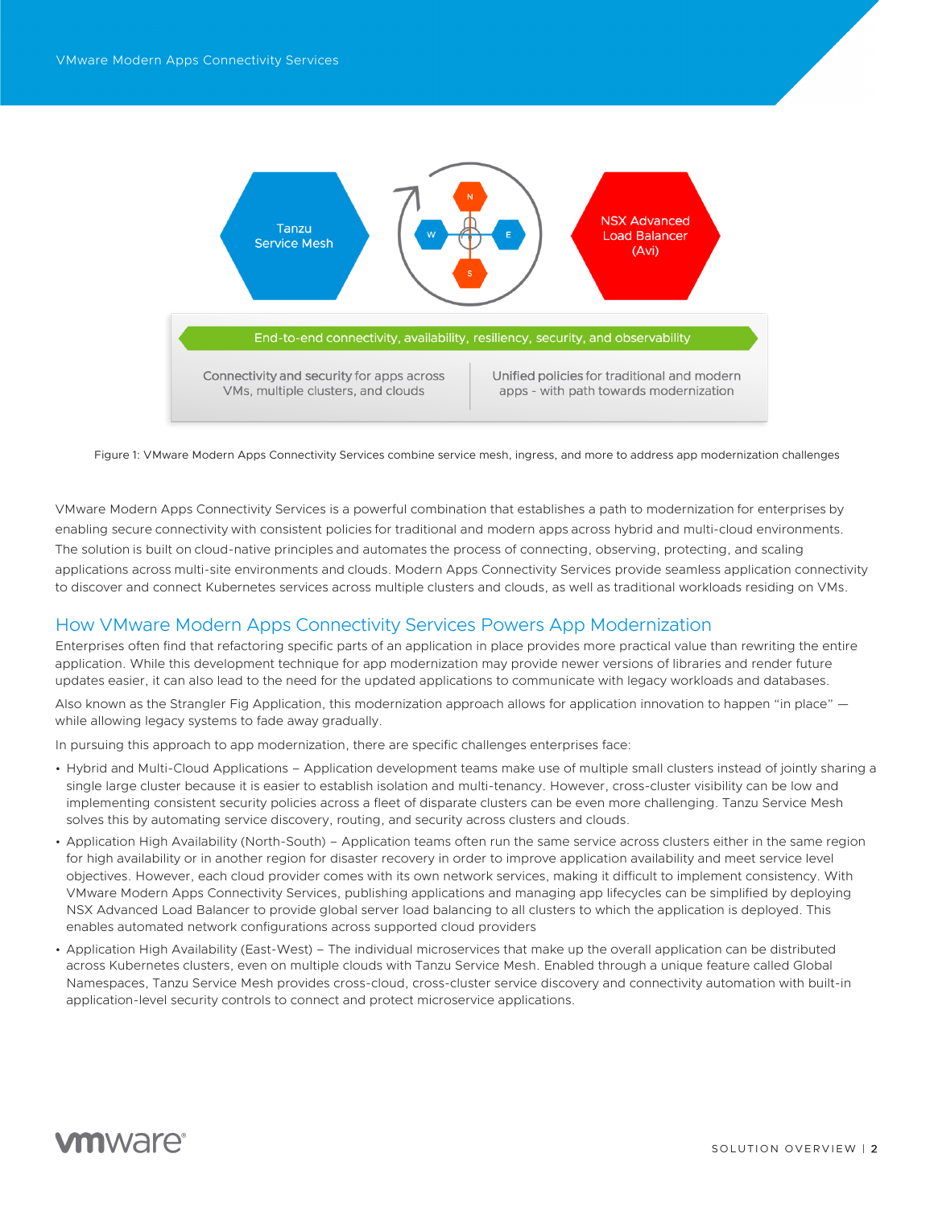Tanzu Service Mesh

NSX Advanced Load Balancer (Avi)

End-to-end connectivity, availability, resiliency, security, and observability

Connectivity and security for apps across VMs, multiple clusters, and clouds

Unified policies for traditional and modern apps - with path towards modernization

Figure 1: VMware Modern Apps Connectivity Services combine service mesh, ingress, and more to address app modernization challenges

VMware Modern Apps Connectivity Services is a powerful combination that establishes a path to modernization for enterprises by enabling secure connectivity with consistent policies for traditional and modern apps across hybrid and multi-cloud environments. The solution is built on cloud-native principles and automates the process of connecting, observing, protecting, and scaling applications across multi-site environments and clouds. Modern Apps Connectivity Services provide seamless application connectivity to discover and connect Kubernetes services across multiple clusters and clouds, as well as traditional workloads residing on VMs.

## How VMware Modern Apps Connectivity Services Powers App Modernization

Enterprises often find that refactoring specific parts of an application in place provides more practical value than rewriting the entire application. While this development technique for app modernization may provide newer versions of libraries and render future updates easier, it can also lead to the need for the updated applications to communicate with legacy workloads and databases.

Also known as the Strangler Fig Application, this modernization approach allows for application innovation to happen "in place" — while allowing legacy systems to fade away gradually.

In pursuing this approach to app modernization, there are specific challenges enterprises face:

- Hybrid and Multi-Cloud Applications – Application development teams make use of multiple small clusters instead of jointly sharing a single large cluster because it is easier to establish isolation and multi-tenancy. However, cross-cluster visibility can be low and implementing consistent security policies across a fleet of disparate clusters can be even more challenging. Tanzu Service Mesh solves this by automating service discovery, routing, and security across clusters and clouds.
- Application High Availability (North-South) – Application teams often run the same service across clusters either in the same region for high availability or in another region for disaster recovery in order to improve application availability and meet service level objectives. However, each cloud provider comes with its own network services, making it difficult to implement consistency. With VMware Modern Apps Connectivity Services, publishing applications and managing app lifecycles can be simplified by deploying NSX Advanced Load Balancer to provide global server load balancing to all clusters to which the application is deployed. This enables automated network configurations across supported cloud providers
- Application High Availability (East-West) – The individual microservices that make up the overall application can be distributed across Kubernetes clusters, even on multiple clouds with Tanzu Service Mesh. Enabled through a unique feature called Global Namespaces, Tanzu Service Mesh provides cross-cloud, cross-cluster service discovery and connectivity automation with built-in application-level security controls to connect and protect microservice applications.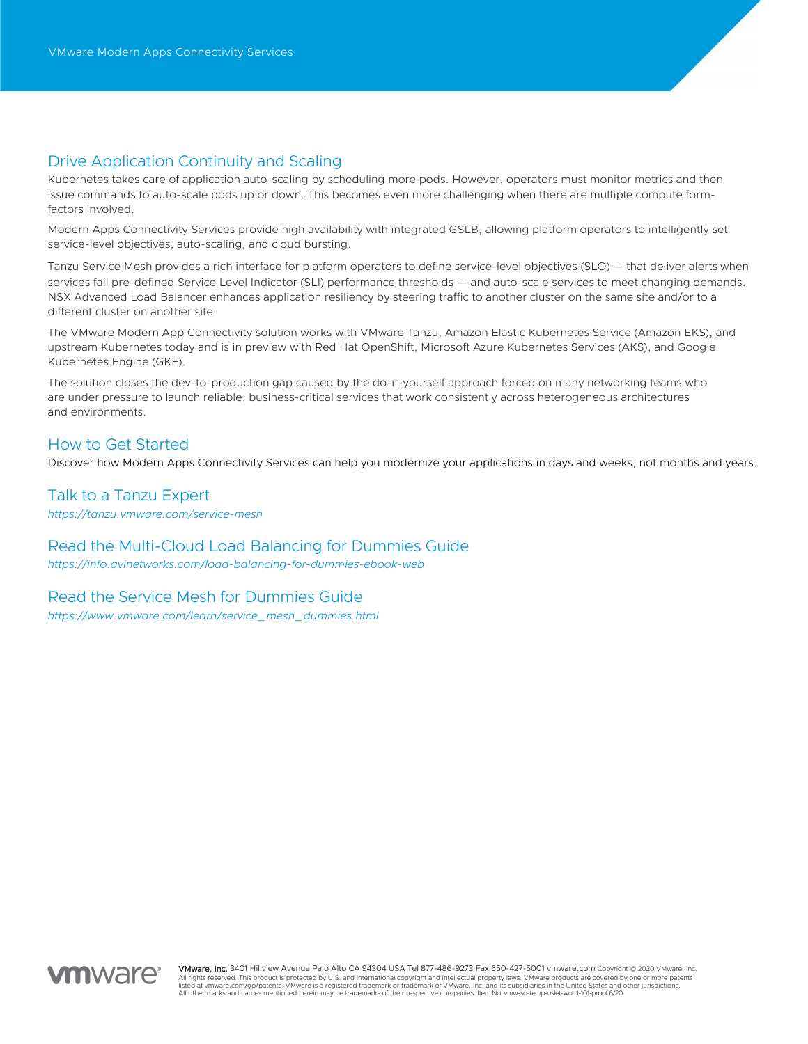## Drive Application Continuity and Scaling

Kubernetes takes care of application auto-scaling by scheduling more pods. However, operators must monitor metrics and then issue commands to auto-scale pods up or down. This becomes even more challenging when there are multiple compute form-factors involved.

Modern Apps Connectivity Services provide high availability with integrated GSLB, allowing platform operators to intelligently set service-level objectives, auto-scaling, and cloud bursting.

Tanzu Service Mesh provides a rich interface for platform operators to define service-level objectives (SLO) — that deliver alerts when services fail pre-defined Service Level Indicator (SLI) performance thresholds — and auto-scale services to meet changing demands. NSX Advanced Load Balancer enhances application resiliency by steering traffic to another cluster on the same site and/or to a different cluster on another site.

The VMware Modern App Connectivity solution works with VMware Tanzu, Amazon Elastic Kubernetes Service (Amazon EKS), and upstream Kubernetes today and is in preview with Red Hat OpenShift, Microsoft Azure Kubernetes Services (AKS), and Google Kubernetes Engine (GKE).

The solution closes the dev-to-production gap caused by the do-it-yourself approach forced on many networking teams who are under pressure to launch reliable, business-critical services that work consistently across heterogeneous architectures and environments.

## How to Get Started

Discover how Modern Apps Connectivity Services can help you modernize your applications in days and weeks, not months and years.

### Talk to a Tanzu Expert

*https://tanzu.vmware.com/service-mesh*

### Read the Multi-Cloud Load Balancing for Dummies Guide

*https://info.avinetworks.com/load-balancing-for-dummies-ebook-web*

### Read the Service Mesh for Dummies Guide

*https://www.vmware.com/learn/service_mesh_dummies.html*

vmware®

**VMware, Inc.** 3401 Hillview Avenue Palo Alto CA 94304 USA Tel 877-486-9273 Fax 650-427-5001 vmware.com Copyright © 2020 VMware, Inc. All rights reserved. This product is protected by U.S. and international copyright and intellectual property laws. VMware products are covered by one or more patents listed at vmware.com/go/patents. VMware is a registered trademark or trademark of VMware, Inc. and its subsidiaries in the United States and other jurisdictions. All other marks and names mentioned herein may be trademarks of their respective companies. Item No: vmw-so-temp-uslet-word-101-proof 6/20